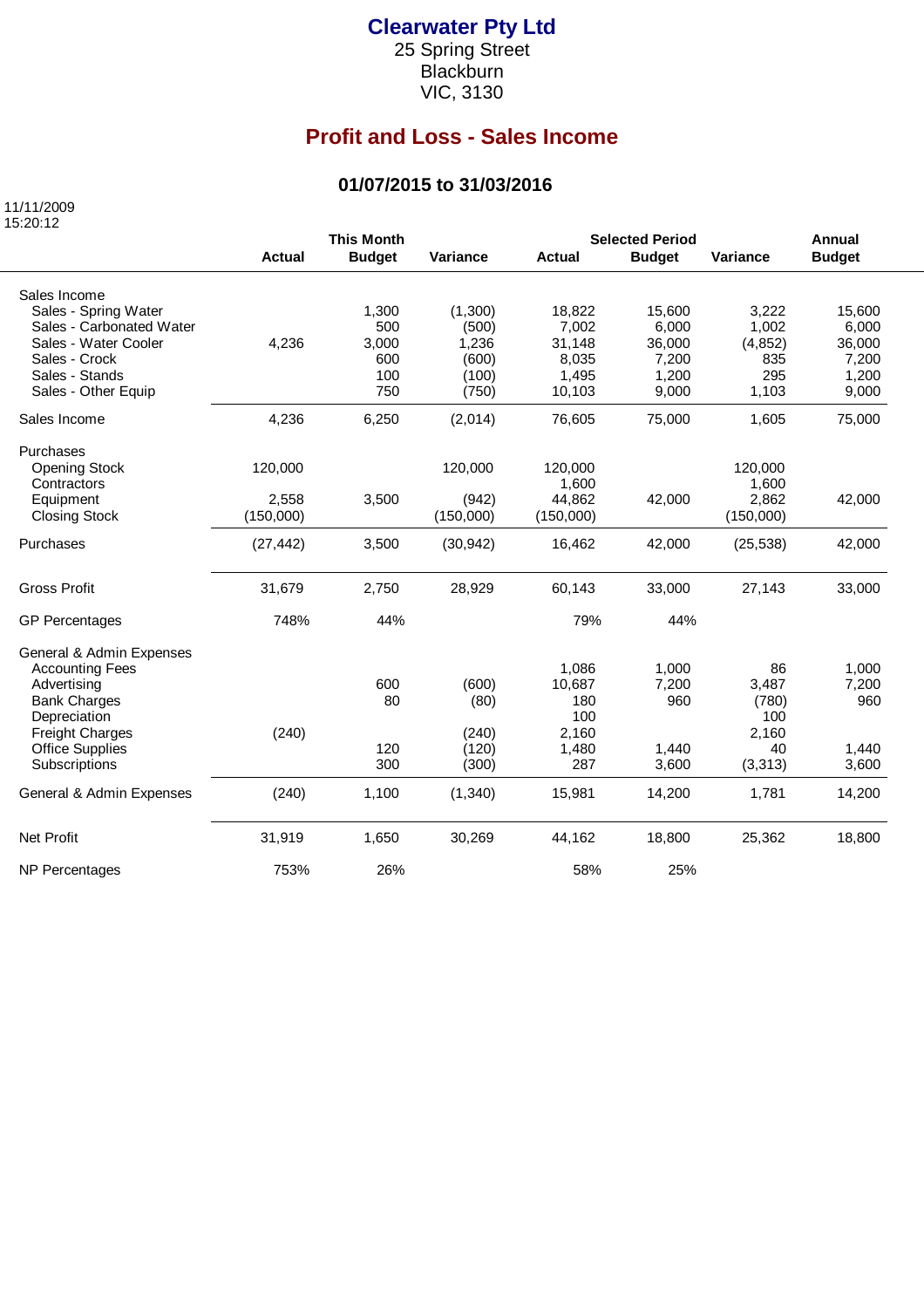# Clearwater Pty Ltd

25 Spring Street
Blackburn
VIC, 3130

## Profit and Loss - Sales Income

### 01/07/2015 to 31/03/2016

11/11/2009
15:20:12

| | This Month | | | Selected Period | | | Annual |
|---|---|---|---|---|---|---|---|
| | **Actual** | **Budget** | **Variance** | **Actual** | **Budget** | **Variance** | **Budget** |
| Sales Income | | | | | | | |
| Sales - Spring Water | | 1,300 | (1,300) | 18,822 | 15,600 | 3,222 | 15,600 |
| Sales - Carbonated Water | | 500 | (500) | 7,002 | 6,000 | 1,002 | 6,000 |
| Sales - Water Cooler | 4,236 | 3,000 | 1,236 | 31,148 | 36,000 | (4,852) | 36,000 |
| Sales - Crock | | 600 | (600) | 8,035 | 7,200 | 835 | 7,200 |
| Sales - Stands | | 100 | (100) | 1,495 | 1,200 | 295 | 1,200 |
| Sales - Other Equip | | 750 | (750) | 10,103 | 9,000 | 1,103 | 9,000 |
| Sales Income | 4,236 | 6,250 | (2,014) | 76,605 | 75,000 | 1,605 | 75,000 |
| Purchases | | | | | | | |
| Opening Stock | 120,000 | | 120,000 | 120,000 | | 120,000 | |
| Contractors | | | | 1,600 | | 1,600 | |
| Equipment | 2,558 | 3,500 | (942) | 44,862 | 42,000 | 2,862 | 42,000 |
| Closing Stock | (150,000) | | (150,000) | (150,000) | | (150,000) | |
| Purchases | (27,442) | 3,500 | (30,942) | 16,462 | 42,000 | (25,538) | 42,000 |
| Gross Profit | 31,679 | 2,750 | 28,929 | 60,143 | 33,000 | 27,143 | 33,000 |
| GP Percentages | 748% | 44% | | 79% | 44% | | |
| General & Admin Expenses | | | | | | | |
| Accounting Fees | | | | 1,086 | 1,000 | 86 | 1,000 |
| Advertising | | 600 | (600) | 10,687 | 7,200 | 3,487 | 7,200 |
| Bank Charges | | 80 | (80) | 180 | 960 | (780) | 960 |
| Depreciation | | | | 100 | | 100 | |
| Freight Charges | (240) | | (240) | 2,160 | | 2,160 | |
| Office Supplies | | 120 | (120) | 1,480 | 1,440 | 40 | 1,440 |
| Subscriptions | | 300 | (300) | 287 | 3,600 | (3,313) | 3,600 |
| General & Admin Expenses | (240) | 1,100 | (1,340) | 15,981 | 14,200 | 1,781 | 14,200 |
| Net Profit | 31,919 | 1,650 | 30,269 | 44,162 | 18,800 | 25,362 | 18,800 |
| NP Percentages | 753% | 26% | | 58% | 25% | | |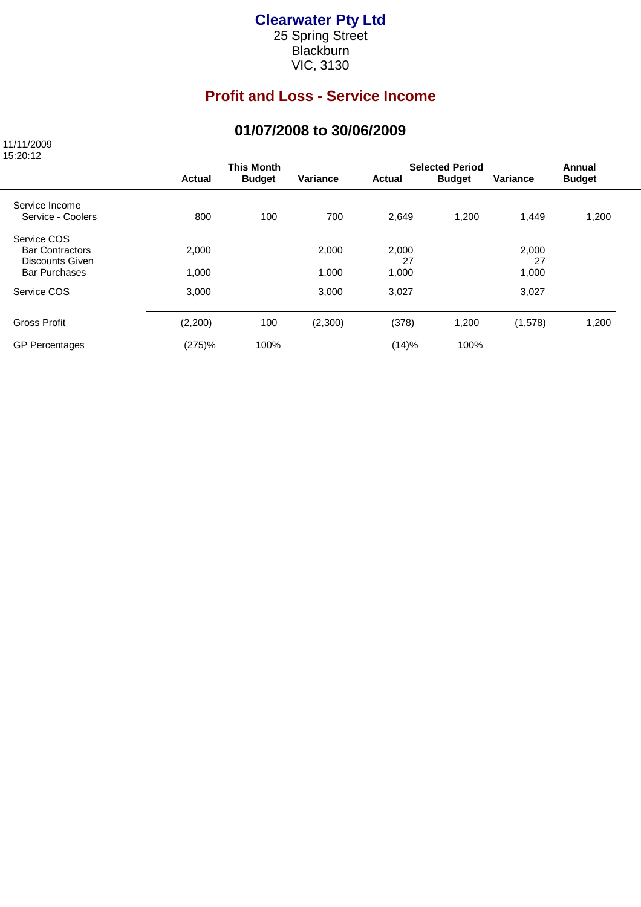# Clearwater Pty Ltd

25 Spring Street
Blackburn
VIC, 3130

## Profit and Loss - Service Income

### 01/07/2008 to 30/06/2009

11/11/2009
15:20:12

| | This Month | | | Selected Period | | | Annual |
|---|---|---|---|---|---|---|---|
| | Actual | Budget | Variance | Actual | Budget | Variance | Budget |
| Service Income | | | | | | | |
| Service - Coolers | 800 | 100 | 700 | 2,649 | 1,200 | 1,449 | 1,200 |
| Service COS | | | | | | | |
| Bar Contractors | 2,000 | | 2,000 | 2,000 | | 2,000 | |
| Discounts Given | | | | 27 | | 27 | |
| Bar Purchases | 1,000 | | 1,000 | 1,000 | | 1,000 | |
| Service COS | 3,000 | | 3,000 | 3,027 | | 3,027 | |
| Gross Profit | (2,200) | 100 | (2,300) | (378) | 1,200 | (1,578) | 1,200 |
| GP Percentages | (275)% | 100% | | (14)% | 100% | | |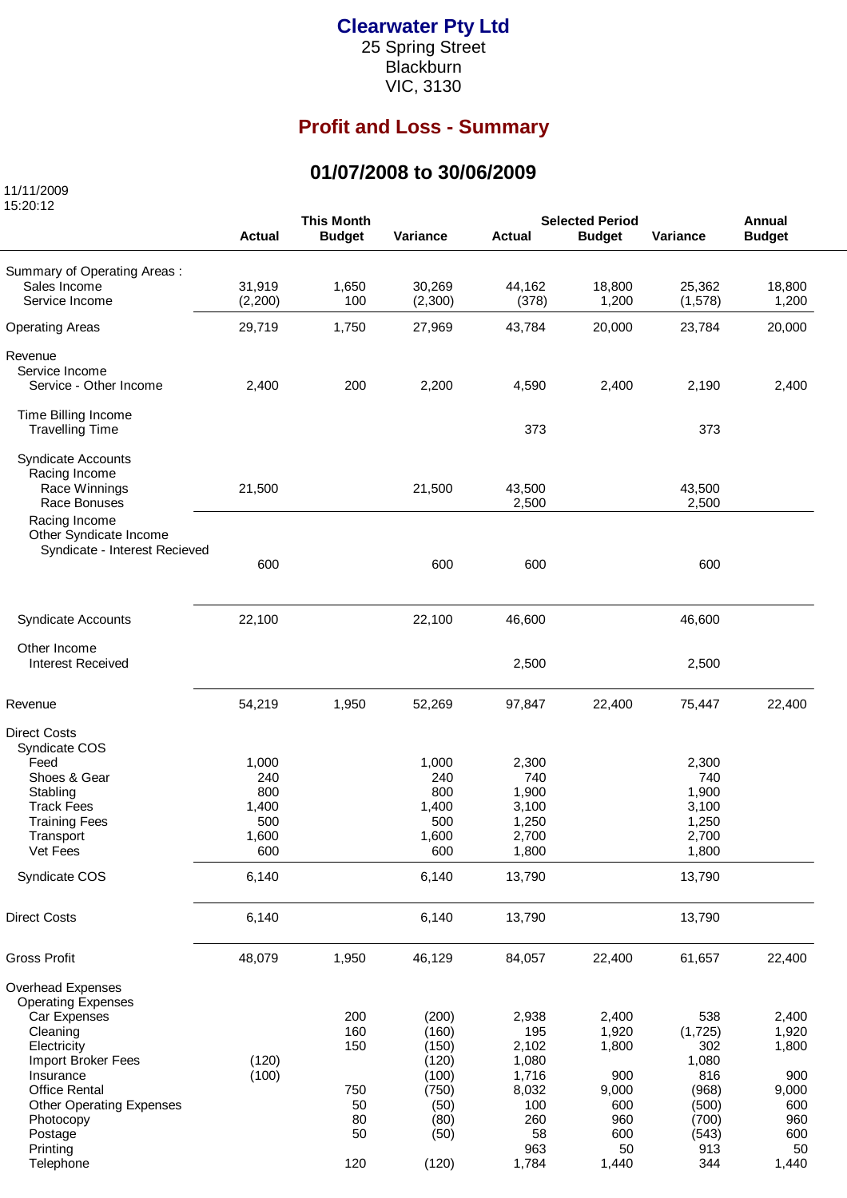# Clearwater Pty Ltd

25 Spring Street
Blackburn
VIC, 3130

## Profit and Loss - Summary

## 01/07/2008 to 30/06/2009

11/11/2009
15:20:12

| | This Month Actual | This Month Budget | This Month Variance | Selected Period Actual | Selected Period Budget | Selected Period Variance | Annual Budget |
|---|---|---|---|---|---|---|---|
| Summary of Operating Areas : | | | | | | | |
| Sales Income | 31,919 | 1,650 | 30,269 | 44,162 | 18,800 | 25,362 | 18,800 |
| Service Income | (2,200) | 100 | (2,300) | (378) | 1,200 | (1,578) | 1,200 |
| Operating Areas | 29,719 | 1,750 | 27,969 | 43,784 | 20,000 | 23,784 | 20,000 |
| Revenue | | | | | | | |
| Service Income | | | | | | | |
| Service - Other Income | 2,400 | 200 | 2,200 | 4,590 | 2,400 | 2,190 | 2,400 |
| Time Billing Income | | | | | | | |
| Travelling Time | | | | 373 | | 373 | |
| Syndicate Accounts | | | | | | | |
| Racing Income | | | | | | | |
| Race Winnings | 21,500 | | 21,500 | 43,500 | | 43,500 | |
| Race Bonuses | | | | 2,500 | | 2,500 | |
| Racing Income | | | | | | | |
| Other Syndicate Income | | | | | | | |
| Syndicate - Interest Recieved | 600 | | 600 | 600 | | 600 | |
| Syndicate Accounts | 22,100 | | 22,100 | 46,600 | | 46,600 | |
| Other Income | | | | | | | |
| Interest Received | | | | 2,500 | | 2,500 | |
| Revenue | 54,219 | 1,950 | 52,269 | 97,847 | 22,400 | 75,447 | 22,400 |
| Direct Costs | | | | | | | |
| Syndicate COS | | | | | | | |
| Feed | 1,000 | | 1,000 | 2,300 | | 2,300 | |
| Shoes & Gear | 240 | | 240 | 740 | | 740 | |
| Stabling | 800 | | 800 | 1,900 | | 1,900 | |
| Track Fees | 1,400 | | 1,400 | 3,100 | | 3,100 | |
| Training Fees | 500 | | 500 | 1,250 | | 1,250 | |
| Transport | 1,600 | | 1,600 | 2,700 | | 2,700 | |
| Vet Fees | 600 | | 600 | 1,800 | | 1,800 | |
| Syndicate COS | 6,140 | | 6,140 | 13,790 | | 13,790 | |
| Direct Costs | 6,140 | | 6,140 | 13,790 | | 13,790 | |
| Gross Profit | 48,079 | 1,950 | 46,129 | 84,057 | 22,400 | 61,657 | 22,400 |
| Overhead Expenses | | | | | | | |
| Operating Expenses | | | | | | | |
| Car Expenses | | 200 | (200) | 2,938 | 2,400 | 538 | 2,400 |
| Cleaning | | 160 | (160) | 195 | 1,920 | (1,725) | 1,920 |
| Electricity | | 150 | (150) | 2,102 | 1,800 | 302 | 1,800 |
| Import Broker Fees | (120) | | (120) | 1,080 | | 1,080 | |
| Insurance | (100) | | (100) | 1,716 | 900 | 816 | 900 |
| Office Rental | | 750 | (750) | 8,032 | 9,000 | (968) | 9,000 |
| Other Operating Expenses | | 50 | (50) | 100 | 600 | (500) | 600 |
| Photocopy | | 80 | (80) | 260 | 960 | (700) | 960 |
| Postage | | 50 | (50) | 58 | 600 | (543) | 600 |
| Printing | | | | 963 | 50 | 913 | 50 |
| Telephone | | 120 | (120) | 1,784 | 1,440 | 344 | 1,440 |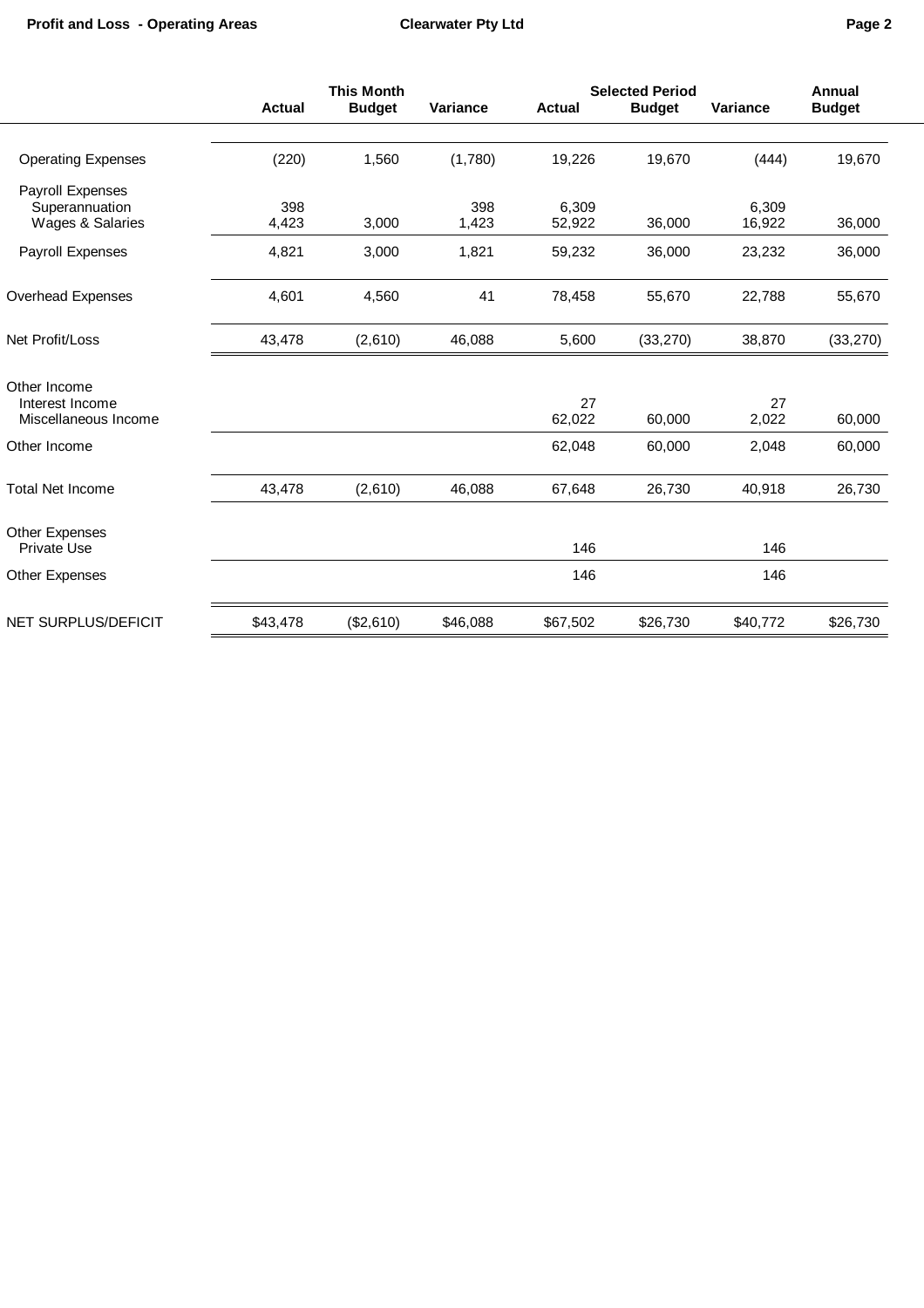| | This Month | | | Selected Period | | | Annual |
|---|---|---|---|---|---|---|---|
| | Actual | Budget | Variance | Actual | Budget | Variance | Budget |
| Operating Expenses | (220) | 1,560 | (1,780) | 19,226 | 19,670 | (444) | 19,670 |
| Payroll Expenses | | | | | | | |
| Superannuation | 398 | | 398 | 6,309 | | 6,309 | |
| Wages & Salaries | 4,423 | 3,000 | 1,423 | 52,922 | 36,000 | 16,922 | 36,000 |
| Payroll Expenses | 4,821 | 3,000 | 1,821 | 59,232 | 36,000 | 23,232 | 36,000 |
| Overhead Expenses | 4,601 | 4,560 | 41 | 78,458 | 55,670 | 22,788 | 55,670 |
| Net Profit/Loss | 43,478 | (2,610) | 46,088 | 5,600 | (33,270) | 38,870 | (33,270) |
| Other Income | | | | | | | |
| Interest Income | | | | 27 | | 27 | |
| Miscellaneous Income | | | | 62,022 | 60,000 | 2,022 | 60,000 |
| Other Income | | | | 62,048 | 60,000 | 2,048 | 60,000 |
| Total Net Income | 43,478 | (2,610) | 46,088 | 67,648 | 26,730 | 40,918 | 26,730 |
| Other Expenses | | | | | | | |
| Private Use | | | | 146 | | 146 | |
| Other Expenses | | | | 146 | | 146 | |
| NET SURPLUS/DEFICIT | $43,478 | ($2,610) | $46,088 | $67,502 | $26,730 | $40,772 | $26,730 |